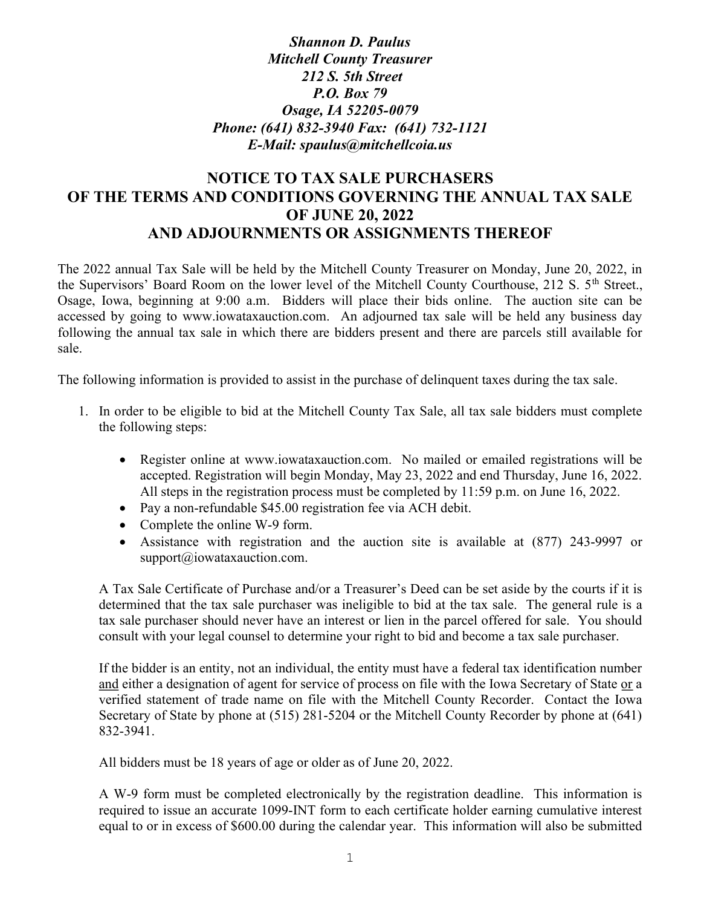*Shannon D. Paulus*
*Mitchell County Treasurer*
*212 S. 5th Street*
*P.O. Box 79*
*Osage, IA 52205-0079*
*Phone: (641) 832-3940 Fax: (641) 732-1121*
*E-Mail: spaulus@mitchellcoia.us*

# NOTICE TO TAX SALE PURCHASERS OF THE TERMS AND CONDITIONS GOVERNING THE ANNUAL TAX SALE OF JUNE 20, 2022 AND ADJOURNMENTS OR ASSIGNMENTS THEREOF

The 2022 annual Tax Sale will be held by the Mitchell County Treasurer on Monday, June 20, 2022, in the Supervisors' Board Room on the lower level of the Mitchell County Courthouse, 212 S. 5th Street., Osage, Iowa, beginning at 9:00 a.m. Bidders will place their bids online. The auction site can be accessed by going to www.iowataxauction.com. An adjourned tax sale will be held any business day following the annual tax sale in which there are bidders present and there are parcels still available for sale.

The following information is provided to assist in the purchase of delinquent taxes during the tax sale.

1. In order to be eligible to bid at the Mitchell County Tax Sale, all tax sale bidders must complete the following steps:

   - Register online at www.iowataxauction.com. No mailed or emailed registrations will be accepted. Registration will begin Monday, May 23, 2022 and end Thursday, June 16, 2022. All steps in the registration process must be completed by 11:59 p.m. on June 16, 2022.
   - Pay a non-refundable $45.00 registration fee via ACH debit.
   - Complete the online W-9 form.
   - Assistance with registration and the auction site is available at (877) 243-9997 or support@iowataxauction.com.

   A Tax Sale Certificate of Purchase and/or a Treasurer's Deed can be set aside by the courts if it is determined that the tax sale purchaser was ineligible to bid at the tax sale. The general rule is a tax sale purchaser should never have an interest or lien in the parcel offered for sale. You should consult with your legal counsel to determine your right to bid and become a tax sale purchaser.

   If the bidder is an entity, not an individual, the entity must have a federal tax identification number <u>and</u> either a designation of agent for service of process on file with the Iowa Secretary of State <u>or</u> a verified statement of trade name on file with the Mitchell County Recorder. Contact the Iowa Secretary of State by phone at (515) 281-5204 or the Mitchell County Recorder by phone at (641) 832-3941.

   All bidders must be 18 years of age or older as of June 20, 2022.

   A W-9 form must be completed electronically by the registration deadline. This information is required to issue an accurate 1099-INT form to each certificate holder earning cumulative interest equal to or in excess of $600.00 during the calendar year. This information will also be submitted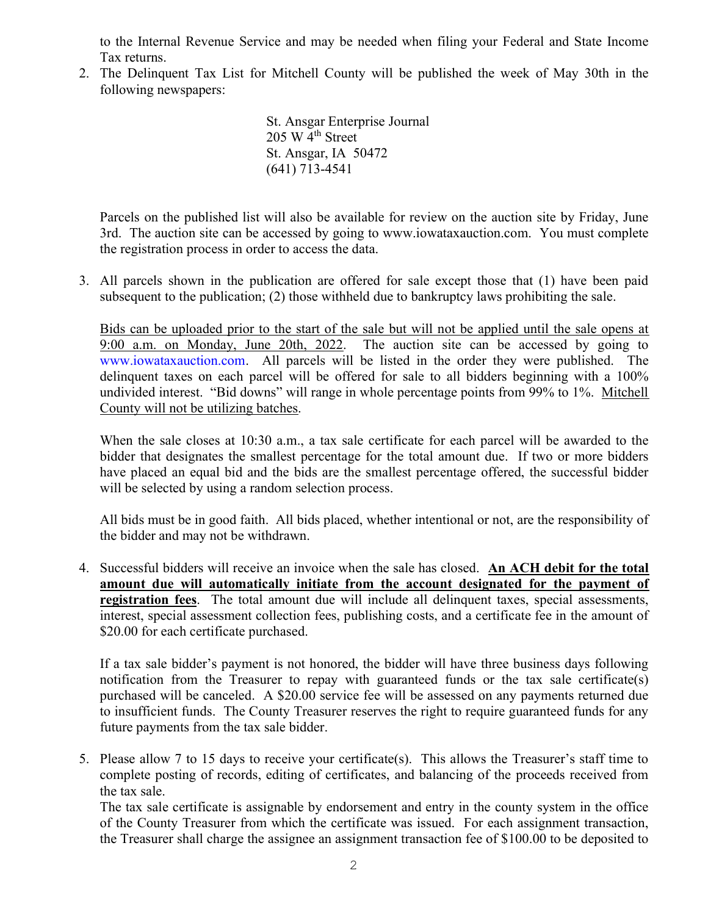to the Internal Revenue Service and may be needed when filing your Federal and State Income Tax returns.

2. The Delinquent Tax List for Mitchell County will be published the week of May 30th in the following newspapers:

   St. Ansgar Enterprise Journal
   205 W 4th Street
   St. Ansgar, IA 50472
   (641) 713-4541

   Parcels on the published list will also be available for review on the auction site by Friday, June 3rd. The auction site can be accessed by going to www.iowataxauction.com. You must complete the registration process in order to access the data.

3. All parcels shown in the publication are offered for sale except those that (1) have been paid subsequent to the publication; (2) those withheld due to bankruptcy laws prohibiting the sale.

   Bids can be uploaded prior to the start of the sale but will not be applied until the sale opens at 9:00 a.m. on Monday, June 20th, 2022. The auction site can be accessed by going to www.iowataxauction.com. All parcels will be listed in the order they were published. The delinquent taxes on each parcel will be offered for sale to all bidders beginning with a 100% undivided interest. "Bid downs" will range in whole percentage points from 99% to 1%. Mitchell County will not be utilizing batches.

   When the sale closes at 10:30 a.m., a tax sale certificate for each parcel will be awarded to the bidder that designates the smallest percentage for the total amount due. If two or more bidders have placed an equal bid and the bids are the smallest percentage offered, the successful bidder will be selected by using a random selection process.

   All bids must be in good faith. All bids placed, whether intentional or not, are the responsibility of the bidder and may not be withdrawn.

4. Successful bidders will receive an invoice when the sale has closed. **An ACH debit for the total amount due will automatically initiate from the account designated for the payment of registration fees**. The total amount due will include all delinquent taxes, special assessments, interest, special assessment collection fees, publishing costs, and a certificate fee in the amount of $20.00 for each certificate purchased.

   If a tax sale bidder's payment is not honored, the bidder will have three business days following notification from the Treasurer to repay with guaranteed funds or the tax sale certificate(s) purchased will be canceled. A $20.00 service fee will be assessed on any payments returned due to insufficient funds. The County Treasurer reserves the right to require guaranteed funds for any future payments from the tax sale bidder.

5. Please allow 7 to 15 days to receive your certificate(s). This allows the Treasurer's staff time to complete posting of records, editing of certificates, and balancing of the proceeds received from the tax sale.
   The tax sale certificate is assignable by endorsement and entry in the county system in the office of the County Treasurer from which the certificate was issued. For each assignment transaction, the Treasurer shall charge the assignee an assignment transaction fee of $100.00 to be deposited to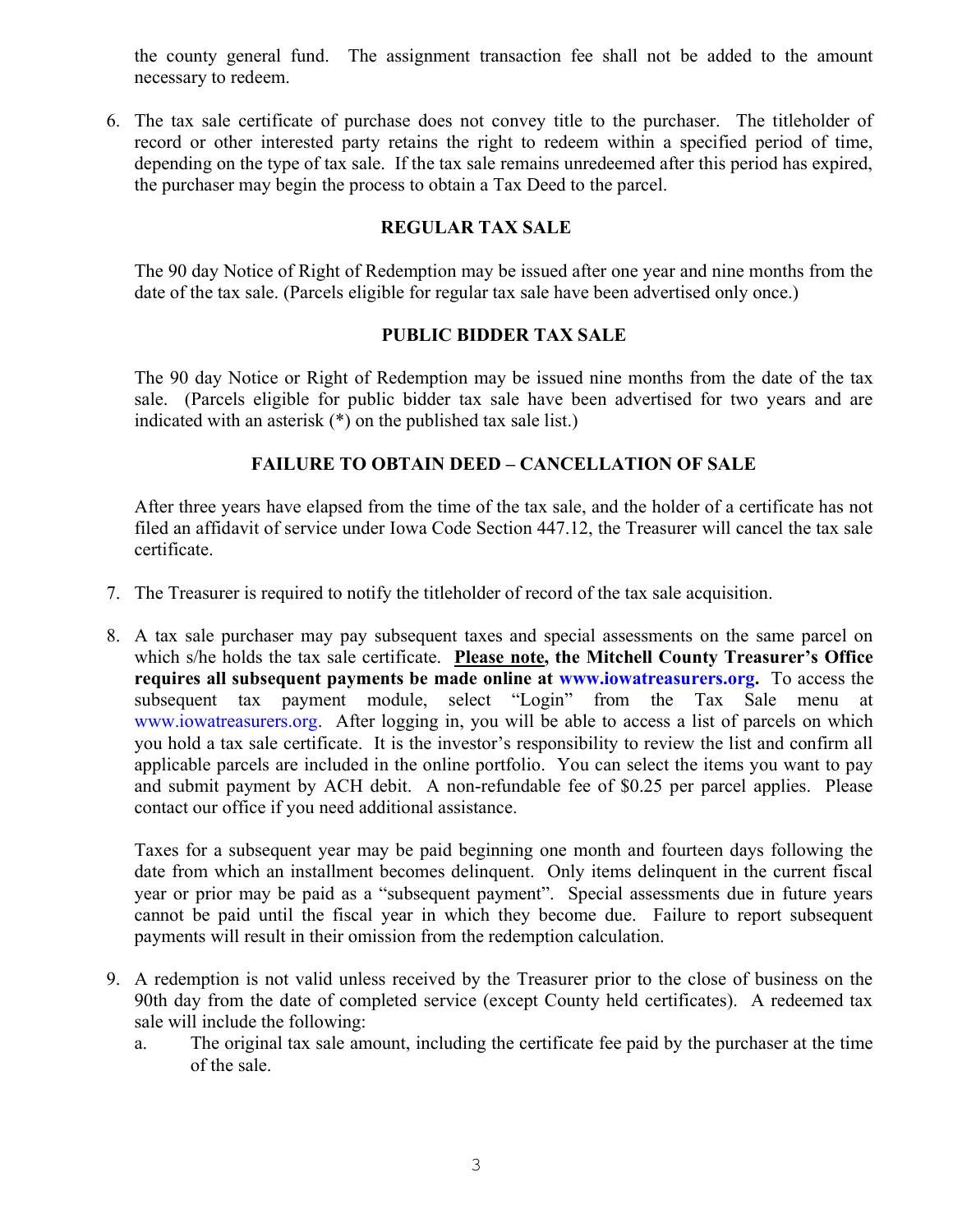the county general fund. The assignment transaction fee shall not be added to the amount necessary to redeem.

6. The tax sale certificate of purchase does not convey title to the purchaser. The titleholder of record or other interested party retains the right to redeem within a specified period of time, depending on the type of tax sale. If the tax sale remains unredeemed after this period has expired, the purchaser may begin the process to obtain a Tax Deed to the parcel.

   **REGULAR TAX SALE**

   The 90 day Notice of Right of Redemption may be issued after one year and nine months from the date of the tax sale. (Parcels eligible for regular tax sale have been advertised only once.)

   **PUBLIC BIDDER TAX SALE**

   The 90 day Notice or Right of Redemption may be issued nine months from the date of the tax sale. (Parcels eligible for public bidder tax sale have been advertised for two years and are indicated with an asterisk (*) on the published tax sale list.)

   **FAILURE TO OBTAIN DEED – CANCELLATION OF SALE**

   After three years have elapsed from the time of the tax sale, and the holder of a certificate has not filed an affidavit of service under Iowa Code Section 447.12, the Treasurer will cancel the tax sale certificate.

7. The Treasurer is required to notify the titleholder of record of the tax sale acquisition.

8. A tax sale purchaser may pay subsequent taxes and special assessments on the same parcel on which s/he holds the tax sale certificate. **<u>Please note</u>, the Mitchell County Treasurer's Office requires all subsequent payments be made online at www.iowatreasurers.org.** To access the subsequent tax payment module, select "Login" from the Tax Sale menu at www.iowatreasurers.org. After logging in, you will be able to access a list of parcels on which you hold a tax sale certificate. It is the investor's responsibility to review the list and confirm all applicable parcels are included in the online portfolio. You can select the items you want to pay and submit payment by ACH debit. A non-refundable fee of $0.25 per parcel applies. Please contact our office if you need additional assistance.

   Taxes for a subsequent year may be paid beginning one month and fourteen days following the date from which an installment becomes delinquent. Only items delinquent in the current fiscal year or prior may be paid as a "subsequent payment". Special assessments due in future years cannot be paid until the fiscal year in which they become due. Failure to report subsequent payments will result in their omission from the redemption calculation.

9. A redemption is not valid unless received by the Treasurer prior to the close of business on the 90th day from the date of completed service (except County held certificates). A redeemed tax sale will include the following:
   a. The original tax sale amount, including the certificate fee paid by the purchaser at the time of the sale.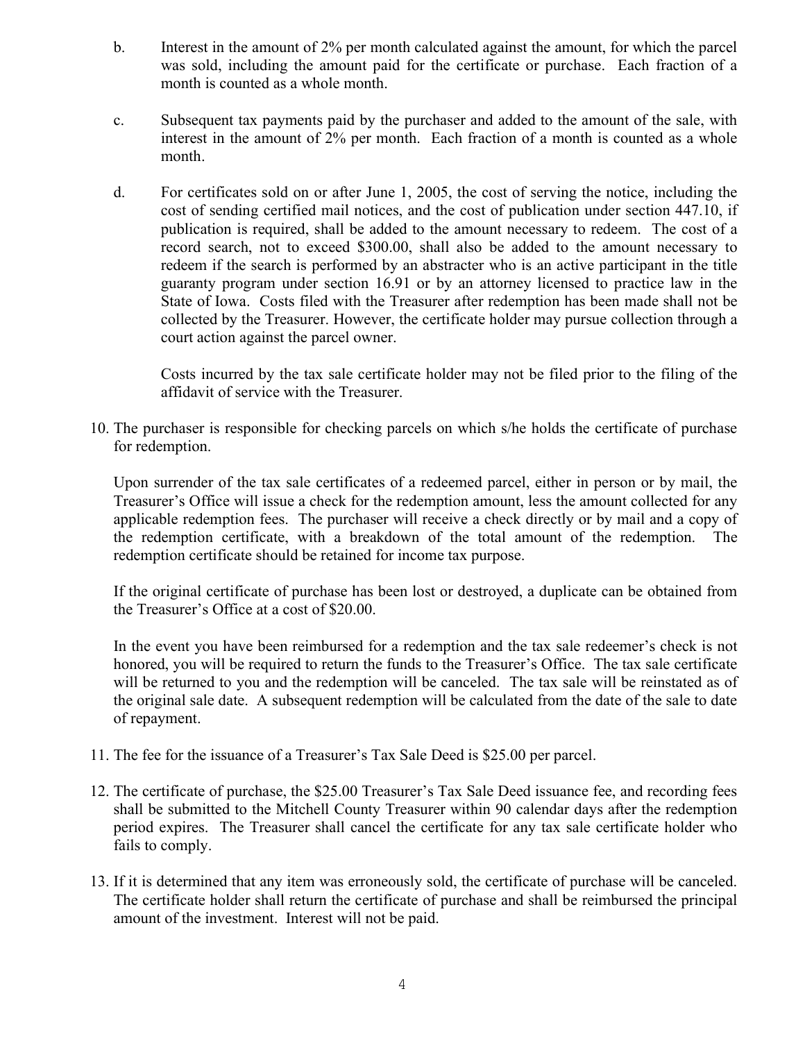b. Interest in the amount of 2% per month calculated against the amount, for which the parcel was sold, including the amount paid for the certificate or purchase. Each fraction of a month is counted as a whole month.

c. Subsequent tax payments paid by the purchaser and added to the amount of the sale, with interest in the amount of 2% per month. Each fraction of a month is counted as a whole month.

d. For certificates sold on or after June 1, 2005, the cost of serving the notice, including the cost of sending certified mail notices, and the cost of publication under section 447.10, if publication is required, shall be added to the amount necessary to redeem. The cost of a record search, not to exceed $300.00, shall also be added to the amount necessary to redeem if the search is performed by an abstracter who is an active participant in the title guaranty program under section 16.91 or by an attorney licensed to practice law in the State of Iowa. Costs filed with the Treasurer after redemption has been made shall not be collected by the Treasurer. However, the certificate holder may pursue collection through a court action against the parcel owner.

   Costs incurred by the tax sale certificate holder may not be filed prior to the filing of the affidavit of service with the Treasurer.

10. The purchaser is responsible for checking parcels on which s/he holds the certificate of purchase for redemption.

    Upon surrender of the tax sale certificates of a redeemed parcel, either in person or by mail, the Treasurer's Office will issue a check for the redemption amount, less the amount collected for any applicable redemption fees. The purchaser will receive a check directly or by mail and a copy of the redemption certificate, with a breakdown of the total amount of the redemption. The redemption certificate should be retained for income tax purpose.

    If the original certificate of purchase has been lost or destroyed, a duplicate can be obtained from the Treasurer's Office at a cost of $20.00.

    In the event you have been reimbursed for a redemption and the tax sale redeemer's check is not honored, you will be required to return the funds to the Treasurer's Office. The tax sale certificate will be returned to you and the redemption will be canceled. The tax sale will be reinstated as of the original sale date. A subsequent redemption will be calculated from the date of the sale to date of repayment.

11. The fee for the issuance of a Treasurer's Tax Sale Deed is $25.00 per parcel.

12. The certificate of purchase, the $25.00 Treasurer's Tax Sale Deed issuance fee, and recording fees shall be submitted to the Mitchell County Treasurer within 90 calendar days after the redemption period expires. The Treasurer shall cancel the certificate for any tax sale certificate holder who fails to comply.

13. If it is determined that any item was erroneously sold, the certificate of purchase will be canceled. The certificate holder shall return the certificate of purchase and shall be reimbursed the principal amount of the investment. Interest will not be paid.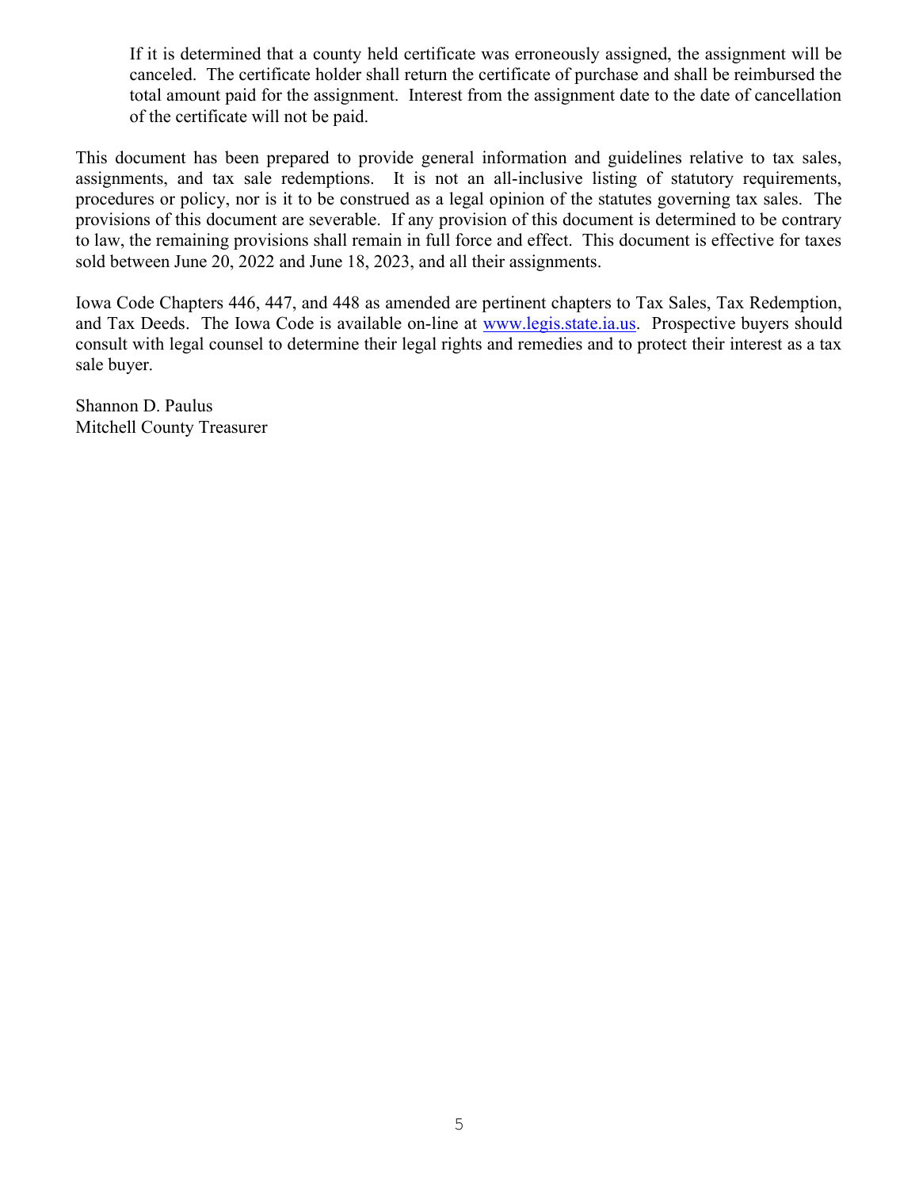If it is determined that a county held certificate was erroneously assigned, the assignment will be canceled. The certificate holder shall return the certificate of purchase and shall be reimbursed the total amount paid for the assignment. Interest from the assignment date to the date of cancellation of the certificate will not be paid.

This document has been prepared to provide general information and guidelines relative to tax sales, assignments, and tax sale redemptions. It is not an all-inclusive listing of statutory requirements, procedures or policy, nor is it to be construed as a legal opinion of the statutes governing tax sales. The provisions of this document are severable. If any provision of this document is determined to be contrary to law, the remaining provisions shall remain in full force and effect. This document is effective for taxes sold between June 20, 2022 and June 18, 2023, and all their assignments.

Iowa Code Chapters 446, 447, and 448 as amended are pertinent chapters to Tax Sales, Tax Redemption, and Tax Deeds. The Iowa Code is available on-line at [www.legis.state.ia.us](http://www.legis.state.ia.us). Prospective buyers should consult with legal counsel to determine their legal rights and remedies and to protect their interest as a tax sale buyer.

Shannon D. Paulus
Mitchell County Treasurer